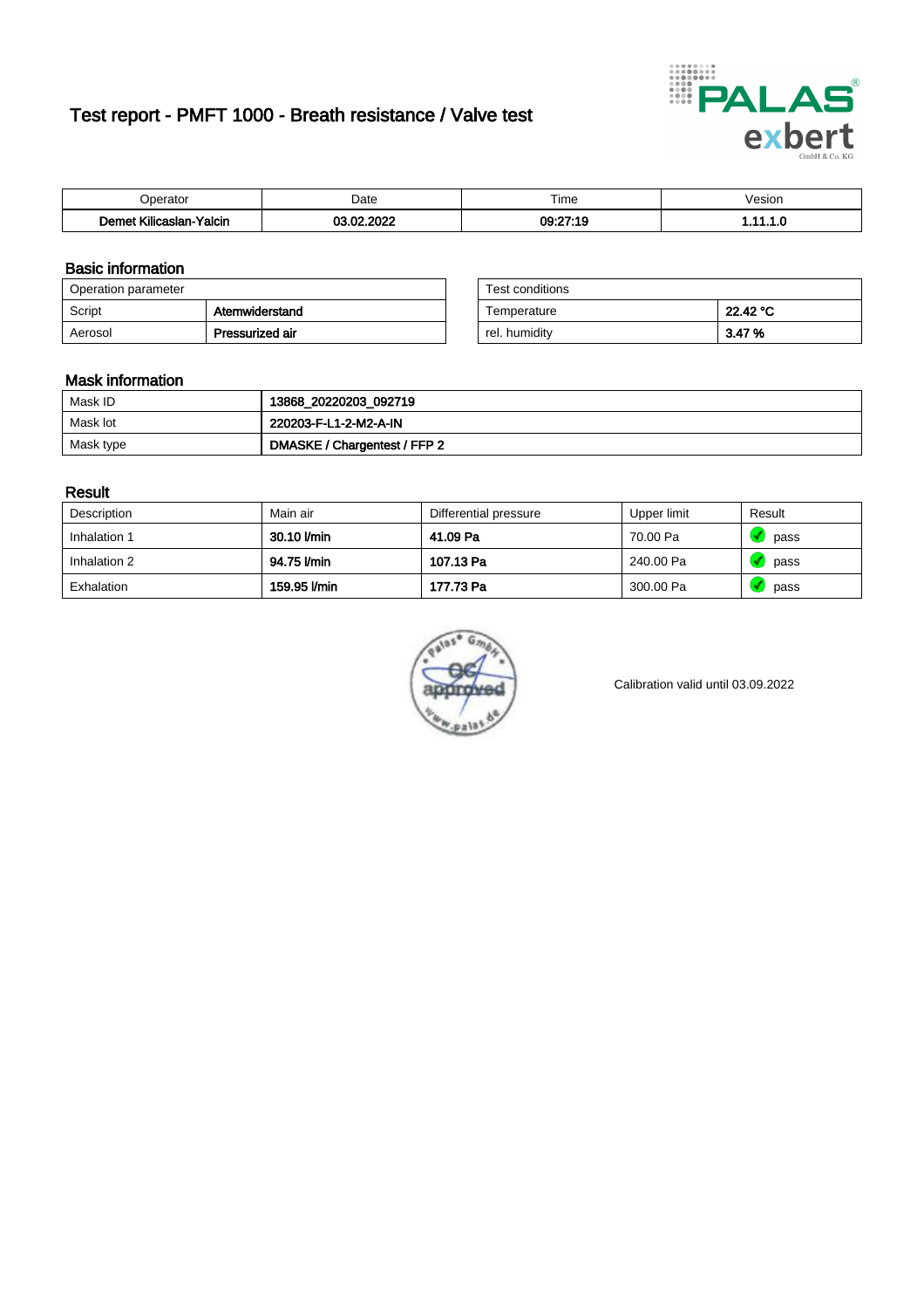# Test report - PMFT 1000 - Breath resistance / Valve test

| Operator | Date | Time | Vesion |
|---|---|---|---|
| **Demet Kilicaslan-Yalcin** | **03.02.2022** | **09:27:19** | **1.11.1.0** |

## Basic information

| Operation parameter | |
|---|---|
| Script | **Atemwiderstand** |
| Aerosol | **Pressurized air** |

| Test conditions | |
|---|---|
| Temperature | **22.42 °C** |
| rel. humidity | **3.47 %** |

## Mask information

| | |
|---|---|
| Mask ID | **13868_20220203_092719** |
| Mask lot | **220203-F-L1-2-M2-A-IN** |
| Mask type | **DMASKE / Chargentest / FFP 2** |

## Result

| Description | Main air | Differential pressure | Upper limit | Result |
|---|---|---|---|---|
| Inhalation 1 | **30.10 l/min** | **41.09 Pa** | 70.00 Pa | pass |
| Inhalation 2 | **94.75 l/min** | **107.13 Pa** | 240.00 Pa | pass |
| Exhalation | **159.95 l/min** | **177.73 Pa** | 300.00 Pa | pass |

Calibration valid until 03.09.2022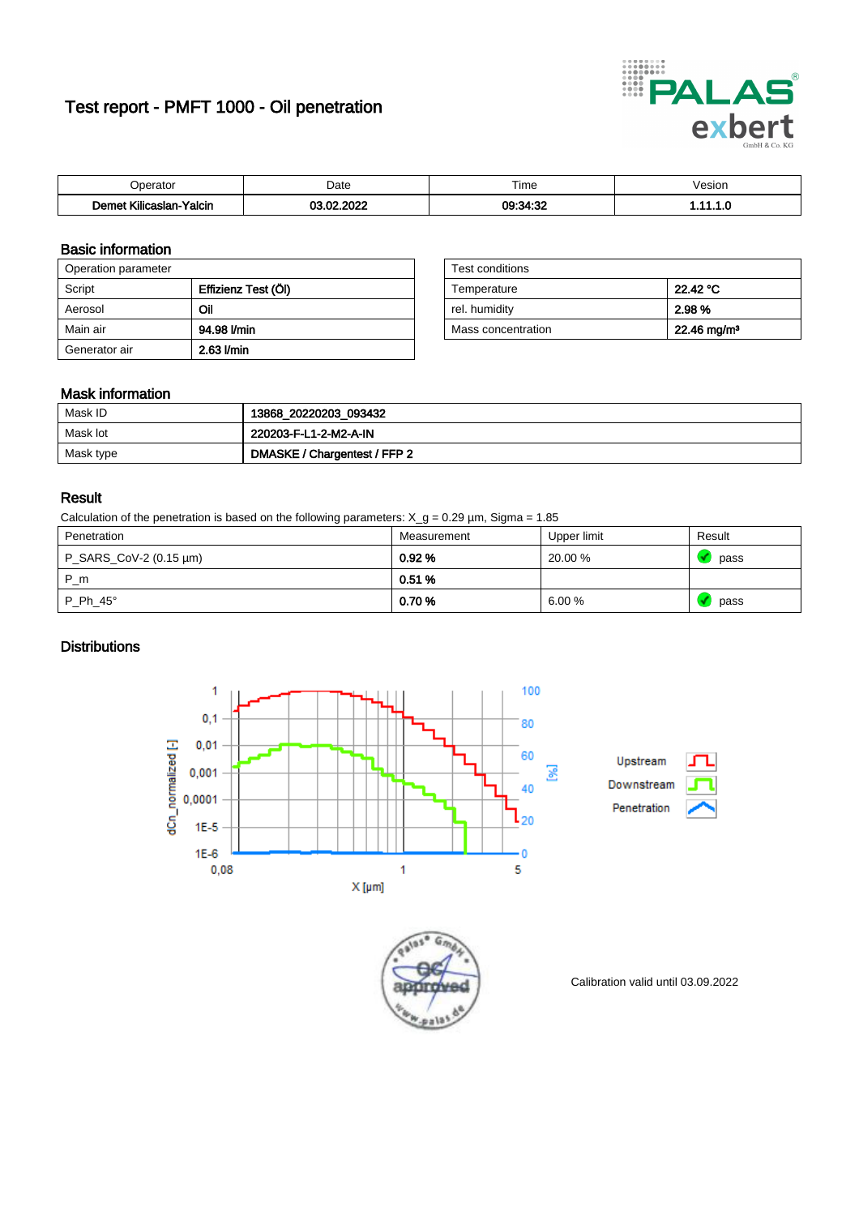# Test report - PMFT 1000 - Oil penetration

PALAS exbert GmbH & Co. KG

| Operator | Date | Time | Vesion |
|---|---|---|---|
| Demet Kilicaslan-Yalcin | 03.02.2022 | 09:34:32 | 1.11.1.0 |

## Basic information

| Operation parameter | |
|---|---|
| Script | Effizienz Test (Öl) |
| Aerosol | Oil |
| Main air | 94.98 l/min |
| Generator air | 2.63 l/min |

| Test conditions | |
|---|---|
| Temperature | 22.42 °C |
| rel. humidity | 2.98 % |
| Mass concentration | 22.46 mg/m³ |

## Mask information

| | |
|---|---|
| Mask ID | 13868_20220203_093432 |
| Mask lot | 220203-F-L1-2-M2-A-IN |
| Mask type | DMASKE / Chargentest / FFP 2 |

## Result

Calculation of the penetration is based on the following parameters: X_g = 0.29 µm, Sigma = 1.85

| Penetration | Measurement | Upper limit | Result |
|---|---|---|---|
| P_SARS_CoV-2 (0.15 µm) | 0.92 % | 20.00 % | pass |
| P_m | 0.51 % | | |
| P_Ph_45° | 0.70 % | 6.00 % | pass |

## Distributions

dCn_normalized [-]
1
0,1
0,01
0,001
0,0001
1E-5
1E-6
0,08
1
5
X [µm]
[%]
100
80
60
40
20
0
Upstream
Downstream
Penetration

Calibration valid until 03.09.2022